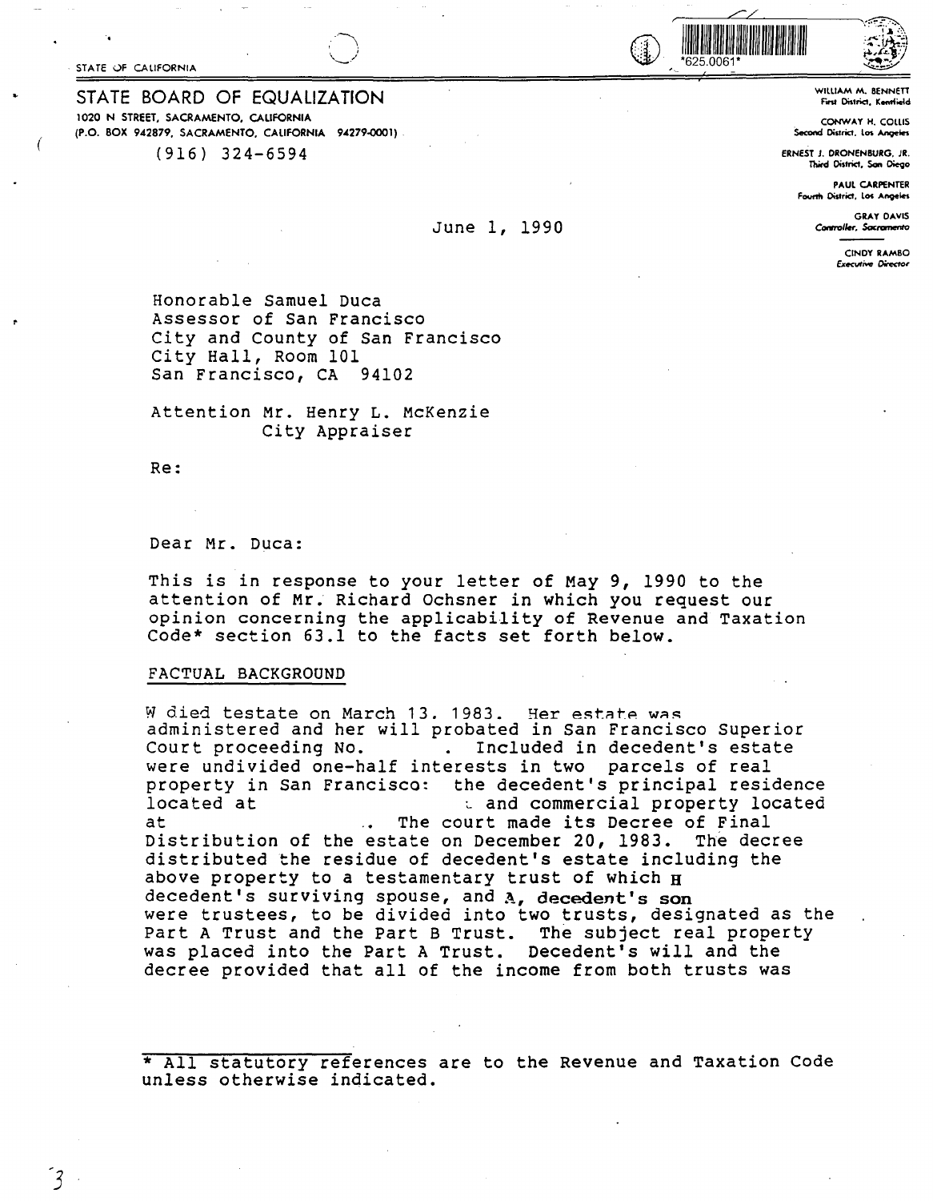STATE OF CALIFORNIA

*625.0061*

## STATE BOARD OF EQUALIZATION

1020 N STREET, SACRAMENTO, CALIFORNIA
(P.O. BOX 942879, SACRAMENTO, CALIFORNIA 94279-0001)

(916) 324-6594

WILLIAM M. BENNETT
First District, Kentfield

CONWAY H. COLLIS
Second District, Los Angeles

ERNEST J. DRONENBURG, JR.
Third District, San Diego

PAUL CARPENTER
Fourth District, Los Angeles

GRAY DAVIS
Controller, Sacramento

CINDY RAMBO
Executive Director

June 1, 1990

Honorable Samuel Duca
Assessor of San Francisco
City and County of San Francisco
City Hall, Room 101
San Francisco, CA 94102

Attention Mr. Henry L. McKenzie
City Appraiser

Re:

Dear Mr. Duca:

This is in response to your letter of May 9, 1990 to the attention of Mr. Richard Ochsner in which you request our opinion concerning the applicability of Revenue and Taxation Code* section 63.1 to the facts set forth below.

FACTUAL BACKGROUND

W died testate on March 13, 1983. Her estate was administered and her will probated in San Francisco Superior Court proceeding No. . Included in decedent's estate were undivided one-half interests in two parcels of real property in San Francisco: the decedent's principal residence located at and commercial property located at . The court made its Decree of Final Distribution of the estate on December 20, 1983. The decree distributed the residue of decedent's estate including the above property to a testamentary trust of which H decedent's surviving spouse, and A, decedent's son were trustees, to be divided into two trusts, designated as the Part A Trust and the Part B Trust. The subject real property was placed into the Part A Trust. Decedent's will and the decree provided that all of the income from both trusts was

* All statutory references are to the Revenue and Taxation Code unless otherwise indicated.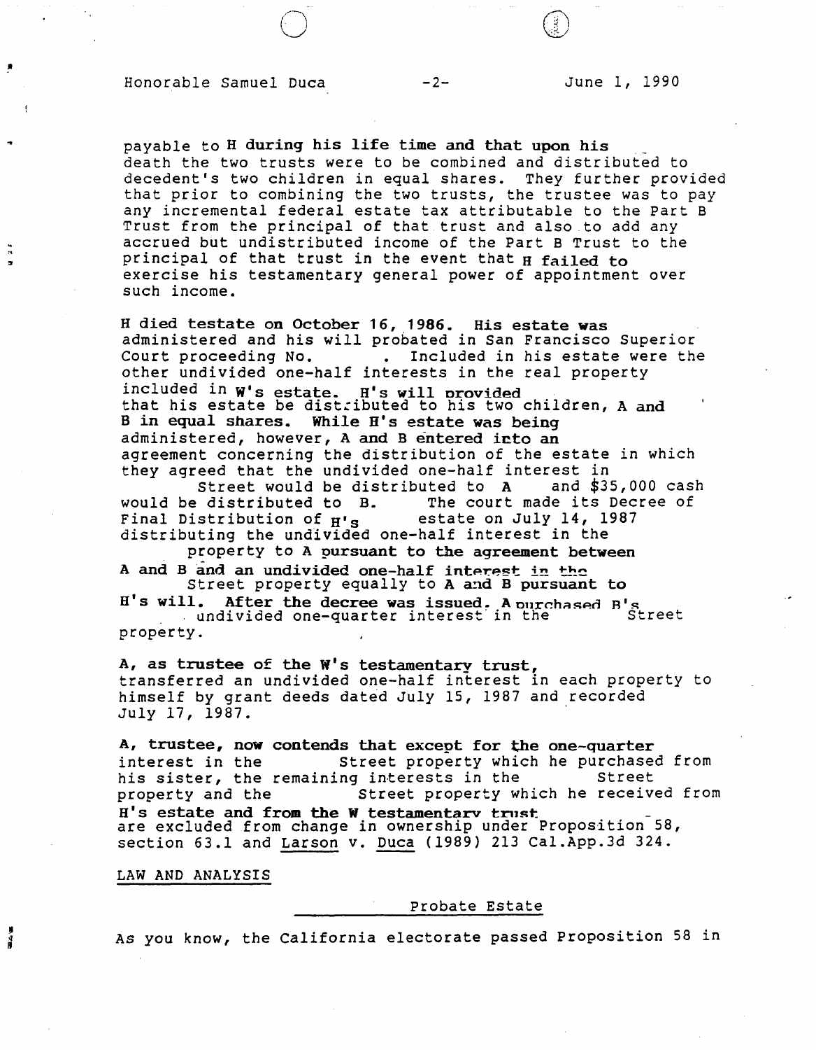payable to H during his life time and that upon his death the two trusts were to be combined and distributed to decedent's two children in equal shares. They further provided that prior to combining the two trusts, the trustee was to pay any incremental federal estate tax attributable to the Part B Trust from the principal of that trust and also to add any accrued but undistributed income of the Part B Trust to the principal of that trust in the event that H failed to exercise his testamentary general power of appointment over such income.

H died testate on October 16, 1986. His estate was administered and his will probated in San Francisco Superior Court proceeding No. . Included in his estate were the other undivided one-half interests in the real property included in W's estate. H's will provided that his estate be distributed to his two children, A and B in equal shares. While H's estate was being administered, however, A and B entered into an agreement concerning the distribution of the estate in which they agreed that the undivided one-half interest in Street would be distributed to A and $35,000 cash would be distributed to B. The court made its Decree of Final Distribution of H's estate on July 14, 1987 distributing the undivided one-half interest in the property to A pursuant to the agreement between A and B and an undivided one-half interest in the Street property equally to A and B pursuant to H's will. After the decree was issued, A purchased B's undivided one-quarter interest in the Street property.

A, as trustee of the W's testamentary trust, transferred an undivided one-half interest in each property to himself by grant deeds dated July 15, 1987 and recorded July 17, 1987.

A, trustee, now contends that except for the one-quarter interest in the Street property which he purchased from his sister, the remaining interests in the Street property and the Street property which he received from H's estate and from the W testamentary trust are excluded from change in ownership under Proposition 58, section 63.1 and Larson v. Duca (1989) 213 Cal.App.3d 324.

LAW AND ANALYSIS

Probate Estate

As you know, the California electorate passed Proposition 58 in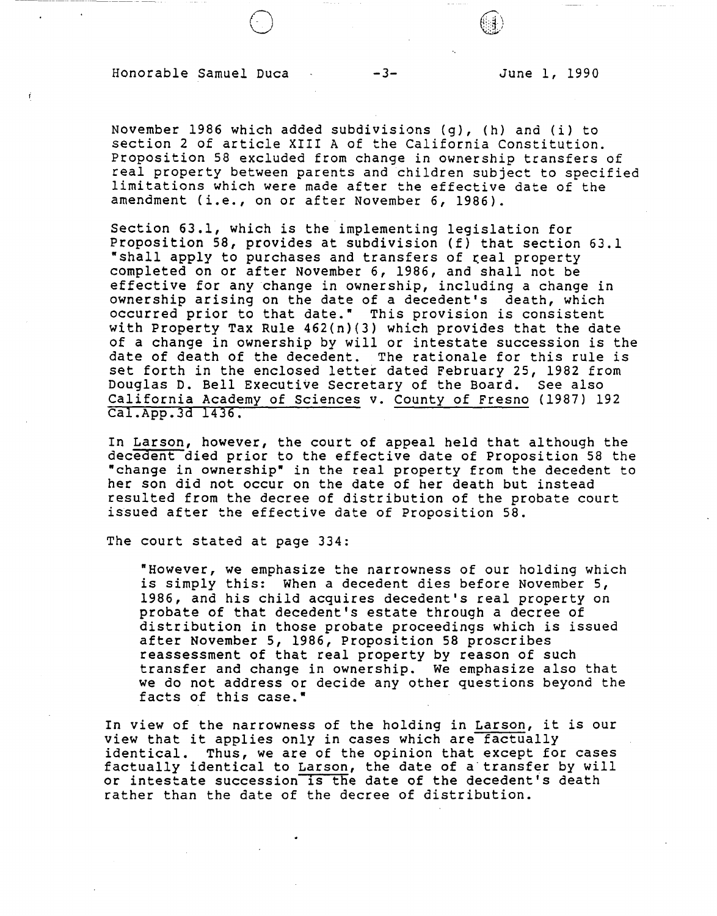November 1986 which added subdivisions (g), (h) and (i) to section 2 of article XIII A of the California Constitution. Proposition 58 excluded from change in ownership transfers of real property between parents and children subject to specified limitations which were made after the effective date of the amendment (i.e., on or after November 6, 1986).

Section 63.1, which is the implementing legislation for Proposition 58, provides at subdivision (f) that section 63.1 "shall apply to purchases and transfers of real property completed on or after November 6, 1986, and shall not be effective for any change in ownership, including a change in ownership arising on the date of a decedent's death, which occurred prior to that date." This provision is consistent with Property Tax Rule 462(n)(3) which provides that the date of a change in ownership by will or intestate succession is the date of death of the decedent. The rationale for this rule is set forth in the enclosed letter dated February 25, 1982 from Douglas D. Bell Executive Secretary of the Board. See also California Academy of Sciences v. County of Fresno (1987) 192 Cal.App.3d 1436.

In Larson, however, the court of appeal held that although the decedent died prior to the effective date of Proposition 58 the "change in ownership" in the real property from the decedent to her son did not occur on the date of her death but instead resulted from the decree of distribution of the probate court issued after the effective date of Proposition 58.

The court stated at page 334:

> "However, we emphasize the narrowness of our holding which is simply this: When a decedent dies before November 5, 1986, and his child acquires decedent's real property on probate of that decedent's estate through a decree of distribution in those probate proceedings which is issued after November 5, 1986, Proposition 58 proscribes reassessment of that real property by reason of such transfer and change in ownership. We emphasize also that we do not address or decide any other questions beyond the facts of this case."

In view of the narrowness of the holding in Larson, it is our view that it applies only in cases which are factually identical. Thus, we are of the opinion that except for cases factually identical to Larson, the date of a transfer by will or intestate succession is the date of the decedent's death rather than the date of the decree of distribution.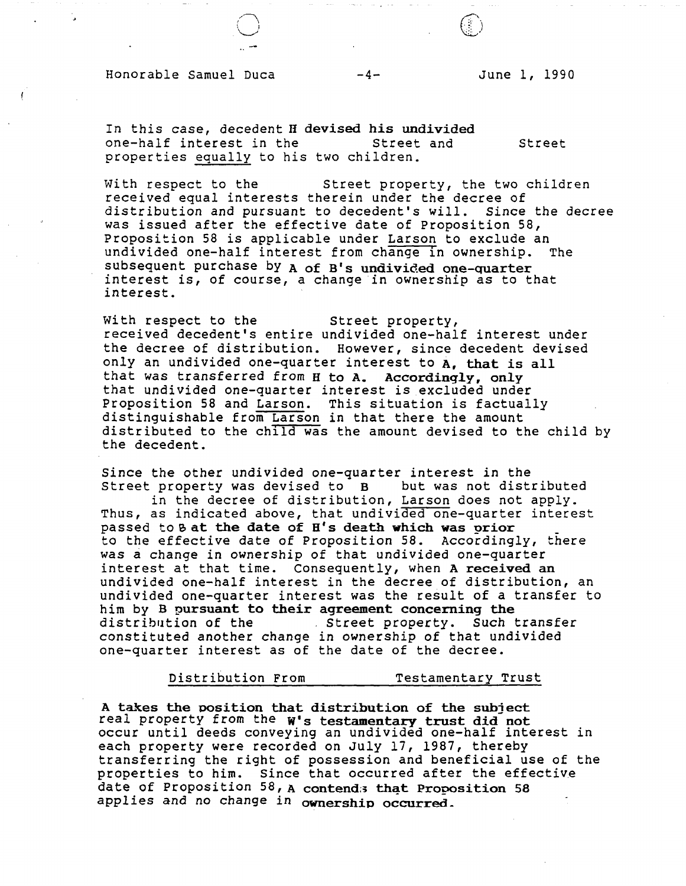In this case, decedent H devised his undivided one-half interest in the Street and Street properties equally to his two children.

With respect to the Street property, the two children received equal interests therein under the decree of distribution and pursuant to decedent's will. Since the decree was issued after the effective date of Proposition 58, Proposition 58 is applicable under Larson to exclude an undivided one-half interest from change in ownership. The subsequent purchase by A of B's undivided one-quarter interest is, of course, a change in ownership as to that interest.

With respect to the Street property, received decedent's entire undivided one-half interest under the decree of distribution. However, since decedent devised only an undivided one-quarter interest to A, that is all that was transferred from H to A. Accordingly, only that undivided one-quarter interest is excluded under Proposition 58 and Larson. This situation is factually distinguishable from Larson in that there the amount distributed to the child was the amount devised to the child by the decedent.

Since the other undivided one-quarter interest in the Street property was devised to B but was not distributed in the decree of distribution, Larson does not apply. Thus, as indicated above, that undivided one-quarter interest passed to B at the date of H's death which was prior to the effective date of Proposition 58. Accordingly, there was a change in ownership of that undivided one-quarter interest at that time. Consequently, when A received an undivided one-half interest in the decree of distribution, an undivided one-quarter interest was the result of a transfer to him by B pursuant to their agreement concerning the distribution of the Street property. Such transfer constituted another change in ownership of that undivided one-quarter interest as of the date of the decree.

## Distribution From Testamentary Trust

A takes the position that distribution of the subject real property from the W's testamentary trust did not occur until deeds conveying an undivided one-half interest in each property were recorded on July 17, 1987, thereby transferring the right of possession and beneficial use of the properties to him. Since that occurred after the effective date of Proposition 58, A contends that Proposition 58 applies and no change in ownership occurred.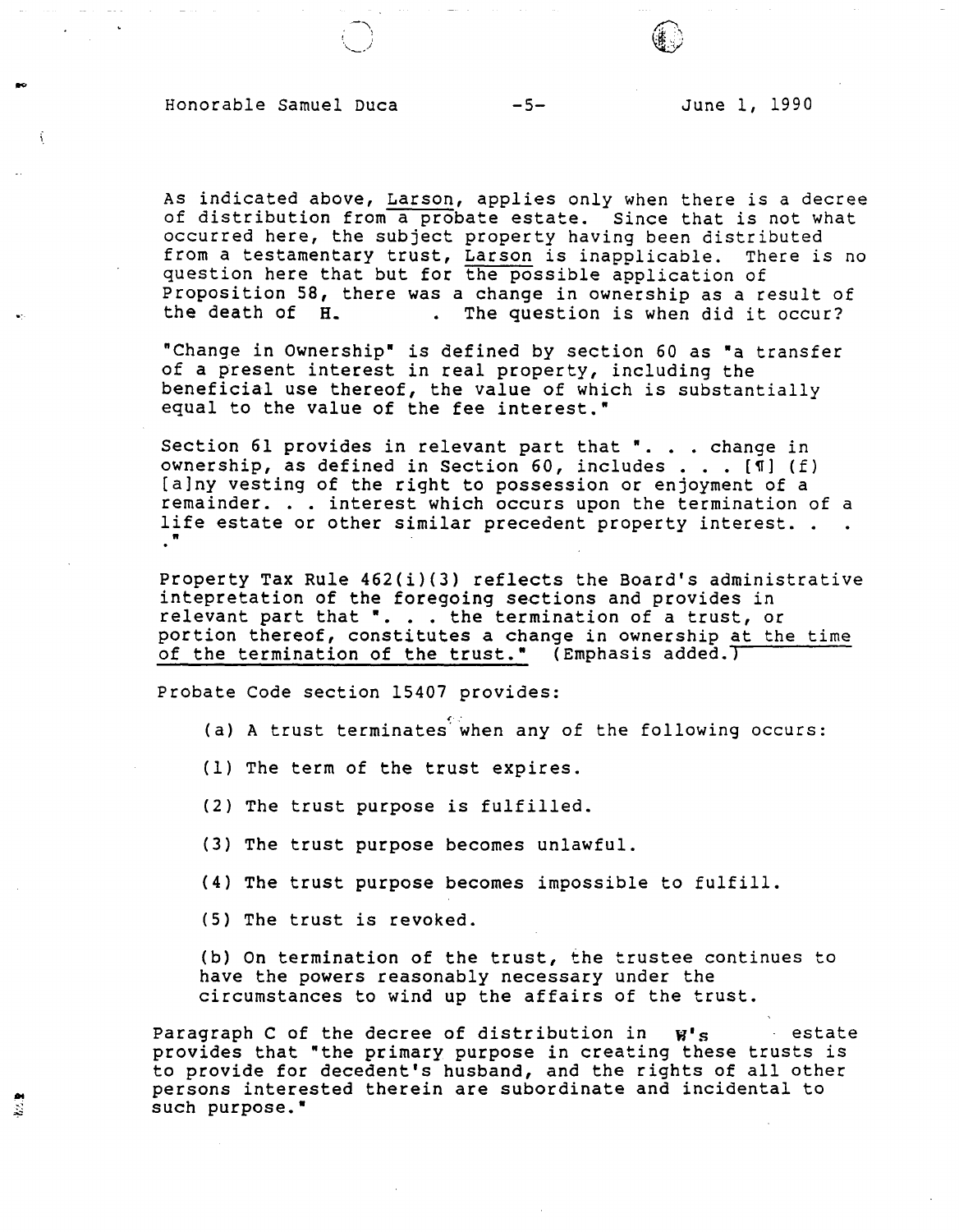As indicated above, Larson, applies only when there is a decree of distribution from a probate estate. Since that is not what occurred here, the subject property having been distributed from a testamentary trust, Larson is inapplicable. There is no question here that but for the possible application of Proposition 58, there was a change in ownership as a result of the death of H. . The question is when did it occur?

"Change in Ownership" is defined by section 60 as "a transfer of a present interest in real property, including the beneficial use thereof, the value of which is substantially equal to the value of the fee interest."

Section 61 provides in relevant part that ". . . change in ownership, as defined in Section 60, includes . . . [¶] (f) [a]ny vesting of the right to possession or enjoyment of a remainder. . . interest which occurs upon the termination of a life estate or other similar precedent property interest. . . ."

Property Tax Rule 462(i)(3) reflects the Board's administrative intepretation of the foregoing sections and provides in relevant part that ". . . the termination of a trust, or portion thereof, constitutes a change in ownership at the time of the termination of the trust." (Emphasis added.)

Probate Code section 15407 provides:

> (a) A trust terminates when any of the following occurs:
>
> (1) The term of the trust expires.
>
> (2) The trust purpose is fulfilled.
>
> (3) The trust purpose becomes unlawful.
>
> (4) The trust purpose becomes impossible to fulfill.
>
> (5) The trust is revoked.
>
> (b) On termination of the trust, the trustee continues to have the powers reasonably necessary under the circumstances to wind up the affairs of the trust.

Paragraph C of the decree of distribution in W's estate provides that "the primary purpose in creating these trusts is to provide for decedent's husband, and the rights of all other persons interested therein are subordinate and incidental to such purpose."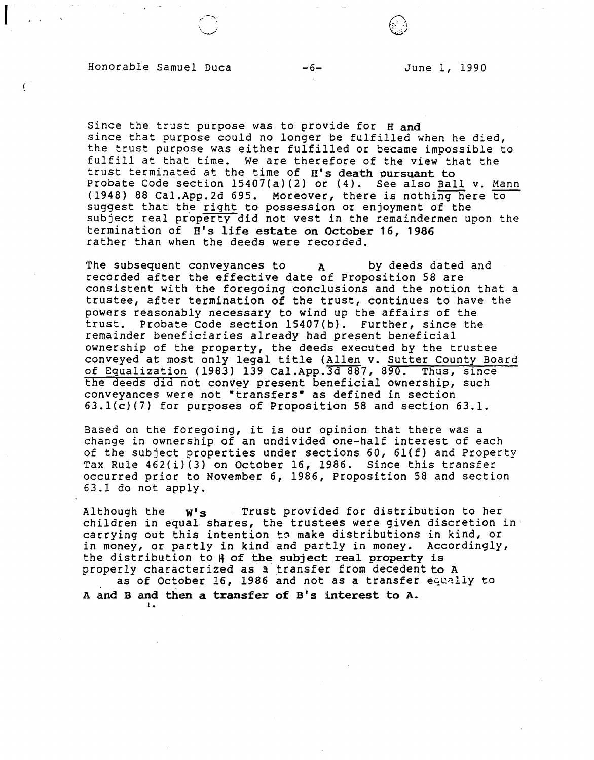Since the trust purpose was to provide for H and since that purpose could no longer be fulfilled when he died, the trust purpose was either fulfilled or became impossible to fulfill at that time. We are therefore of the view that the trust terminated at the time of H's death pursuant to Probate Code section 15407(a)(2) or (4). See also Ball v. Mann (1948) 88 Cal.App.2d 695. Moreover, there is nothing here to suggest that the right to possession or enjoyment of the subject real property did not vest in the remaindermen upon the termination of H's life estate on October 16, 1986 rather than when the deeds were recorded.

The subsequent conveyances to A by deeds dated and recorded after the effective date of Proposition 58 are consistent with the foregoing conclusions and the notion that a trustee, after termination of the trust, continues to have the powers reasonably necessary to wind up the affairs of the trust. Probate Code section 15407(b). Further, since the remainder beneficiaries already had present beneficial ownership of the property, the deeds executed by the trustee conveyed at most only legal title (Allen v. Sutter County Board of Equalization (1983) 139 Cal.App.3d 887, 890. Thus, since the deeds did not convey present beneficial ownership, such conveyances were not "transfers" as defined in section 63.1(c)(7) for purposes of Proposition 58 and section 63.1.

Based on the foregoing, it is our opinion that there was a change in ownership of an undivided one-half interest of each of the subject properties under sections 60, 61(f) and Property Tax Rule 462(i)(3) on October 16, 1986. Since this transfer occurred prior to November 6, 1986, Proposition 58 and section 63.1 do not apply.

Although the W's Trust provided for distribution to her children in equal shares, the trustees were given discretion in carrying out this intention to make distributions in kind, or in money, or partly in kind and partly in money. Accordingly, the distribution to H of the subject real property is properly characterized as a transfer from decedent to A as of October 16, 1986 and not as a transfer equally to A and B and then a transfer of B's interest to A.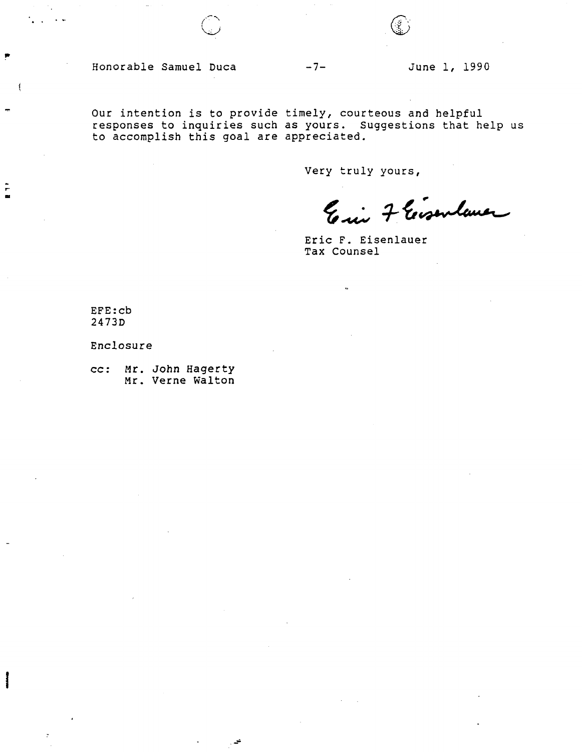Our intention is to provide timely, courteous and helpful responses to inquiries such as yours. Suggestions that help us to accomplish this goal are appreciated.

Very truly yours,

Eric F. Eisenlauer
Tax Counsel

EFE:cb
2473D

Enclosure

cc: Mr. John Hagerty
Mr. Verne Walton